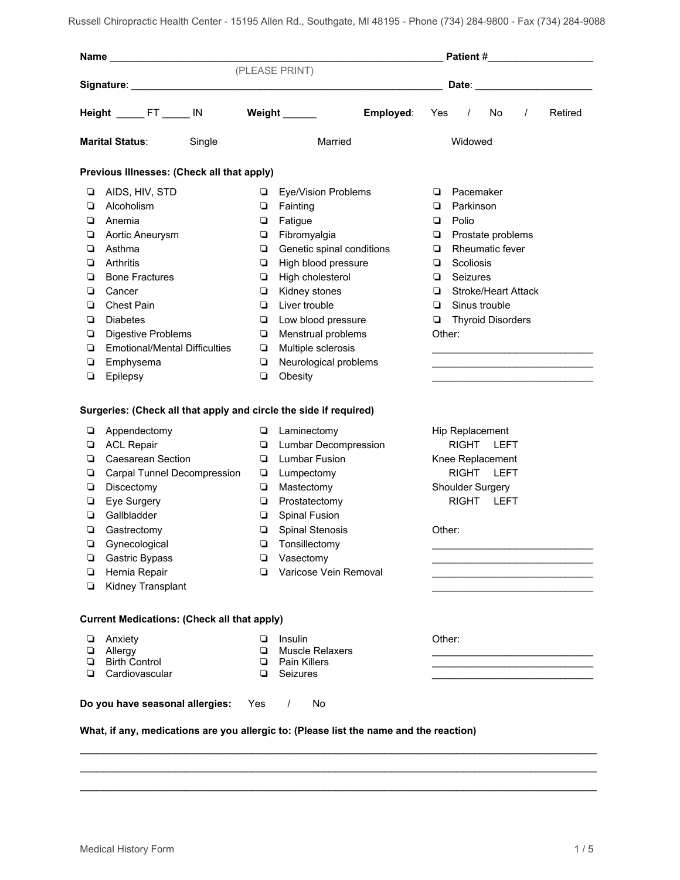**Name** ____________________________________________ **Patient #**_______________

(PLEASE PRINT)

**Signature**: ____________________________________________ **Date**: ________________

**Height** _____ FT _____ IN **Weight** ______ **Employed**: Yes / No / Retired

**Marital Status**: Single Married Widowed

**Previous Illnesses: (Check all that apply)**

- ❏ AIDS, HIV, STD
- ❏ Alcoholism
- ❏ Anemia
- ❏ Aortic Aneurysm
- ❏ Asthma
- ❏ Arthritis
- ❏ Bone Fractures
- ❏ Cancer
- ❏ Chest Pain
- ❏ Diabetes
- ❏ Digestive Problems
- ❏ Emotional/Mental Difficulties
- ❏ Emphysema
- ❏ Epilepsy
- ❏ Eye/Vision Problems
- ❏ Fainting
- ❏ Fatigue
- ❏ Fibromyalgia
- ❏ Genetic spinal conditions
- ❏ High blood pressure
- ❏ High cholesterol
- ❏ Kidney stones
- ❏ Liver trouble
- ❏ Low blood pressure
- ❏ Menstrual problems
- ❏ Multiple sclerosis
- ❏ Neurological problems
- ❏ Obesity
- ❏ Pacemaker
- ❏ Parkinson
- ❏ Polio
- ❏ Prostate problems
- ❏ Rheumatic fever
- ❏ Scoliosis
- ❏ Seizures
- ❏ Stroke/Heart Attack
- ❏ Sinus trouble
- ❏ Thyroid Disorders

Other:

____________________________

____________________________

____________________________

**Surgeries: (Check all that apply and circle the side if required)**

- ❏ Appendectomy
- ❏ ACL Repair
- ❏ Caesarean Section
- ❏ Carpal Tunnel Decompression
- ❏ Discectomy
- ❏ Eye Surgery
- ❏ Gallbladder
- ❏ Gastrectomy
- ❏ Gynecological
- ❏ Gastric Bypass
- ❏ Hernia Repair
- ❏ Kidney Transplant
- ❏ Laminectomy
- ❏ Lumbar Decompression
- ❏ Lumbar Fusion
- ❏ Lumpectomy
- ❏ Mastectomy
- ❏ Prostatectomy
- ❏ Spinal Fusion
- ❏ Spinal Stenosis
- ❏ Tonsillectomy
- ❏ Vasectomy
- ❏ Varicose Vein Removal

Hip Replacement
RIGHT LEFT

Knee Replacement
RIGHT LEFT

Shoulder Surgery
RIGHT LEFT

Other:

____________________________

____________________________

____________________________

____________________________

**Current Medications: (Check all that apply)**

- ❏ Anxiety
- ❏ Allergy
- ❏ Birth Control
- ❏ Cardiovascular
- ❏ Insulin
- ❏ Muscle Relaxers
- ❏ Pain Killers
- ❏ Seizures

Other:

____________________________

____________________________

____________________________

**Do you have seasonal allergies:** Yes / No

**What, if any, medications are you allergic to: (Please list the name and the reaction)**

________________________________________________________________________________

________________________________________________________________________________

________________________________________________________________________________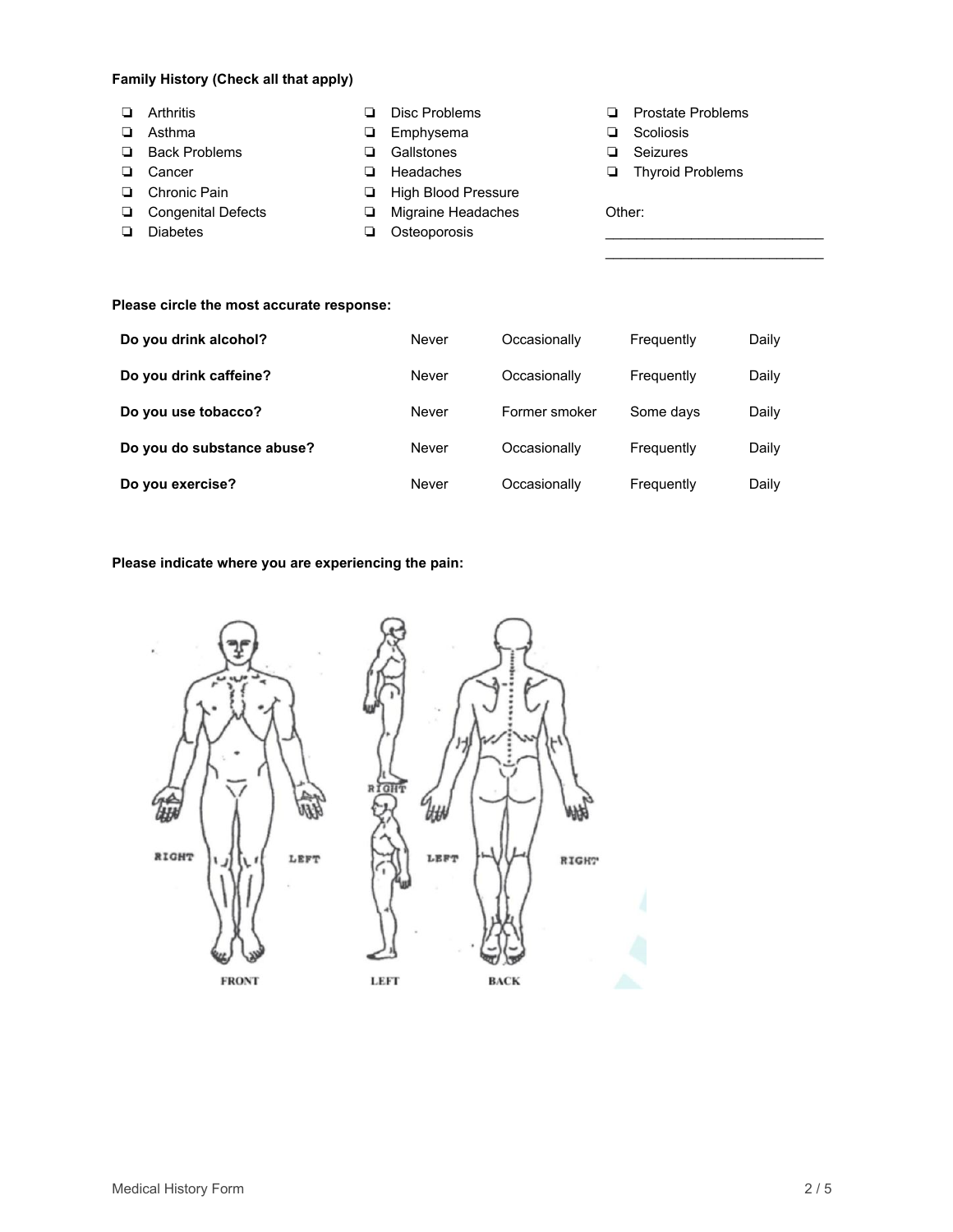**Family History (Check all that apply)**

- ❏ Arthritis
- ❏ Asthma
- ❏ Back Problems
- ❏ Cancer
- ❏ Chronic Pain
- ❏ Congenital Defects
- ❏ Diabetes
- ❏ Disc Problems
- ❏ Emphysema
- ❏ Gallstones
- ❏ Headaches
- ❏ High Blood Pressure
- ❏ Migraine Headaches
- ❏ Osteoporosis
- ❏ Prostate Problems
- ❏ Scoliosis
- ❏ Seizures
- ❏ Thyroid Problems

Other:
___________________________
___________________________

**Please circle the most accurate response:**

| | | | | |
|---|---|---|---|---|
| **Do you drink alcohol?** | Never | Occasionally | Frequently | Daily |
| **Do you drink caffeine?** | Never | Occasionally | Frequently | Daily |
| **Do you use tobacco?** | Never | Former smoker | Some days | Daily |
| **Do you do substance abuse?** | Never | Occasionally | Frequently | Daily |
| **Do you exercise?** | Never | Occasionally | Frequently | Daily |

**Please indicate where you are experiencing the pain:**

RIGHT LEFT
FRONT

RIGHT
LEFT
LEFT

LEFT RIGHT
BACK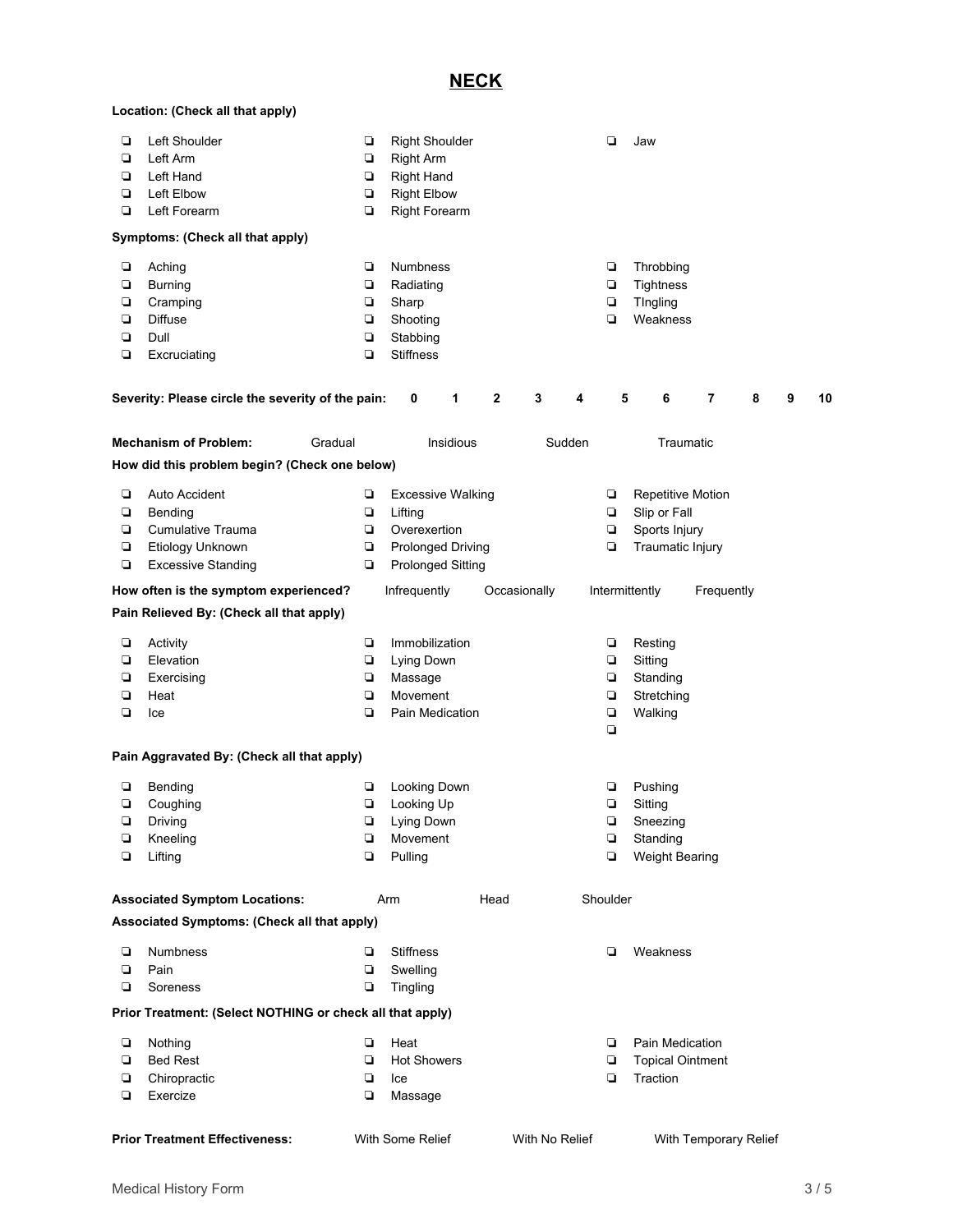# NECK

**Location: (Check all that apply)**

- ❑ Left Shoulder
- ❑ Left Arm
- ❑ Left Hand
- ❑ Left Elbow
- ❑ Left Forearm
- ❑ Right Shoulder
- ❑ Right Arm
- ❑ Right Hand
- ❑ Right Elbow
- ❑ Right Forearm
- ❑ Jaw

**Symptoms: (Check all that apply)**

- ❑ Aching
- ❑ Burning
- ❑ Cramping
- ❑ Diffuse
- ❑ Dull
- ❑ Excruciating
- ❑ Numbness
- ❑ Radiating
- ❑ Sharp
- ❑ Shooting
- ❑ Stabbing
- ❑ Stiffness
- ❑ Throbbing
- ❑ Tightness
- ❑ TIngling
- ❑ Weakness

**Severity: Please circle the severity of the pain:** **0 1 2 3 4 5 6 7 8 9 10**

**Mechanism of Problem:** Gradual Insidious Sudden Traumatic

**How did this problem begin? (Check one below)**

- ❑ Auto Accident
- ❑ Bending
- ❑ Cumulative Trauma
- ❑ Etiology Unknown
- ❑ Excessive Standing
- ❑ Excessive Walking
- ❑ Lifting
- ❑ Overexertion
- ❑ Prolonged Driving
- ❑ Prolonged Sitting
- ❑ Repetitive Motion
- ❑ Slip or Fall
- ❑ Sports Injury
- ❑ Traumatic Injury

**How often is the symptom experienced?** Infrequently Occasionally Intermittently Frequently

**Pain Relieved By: (Check all that apply)**

- ❑ Activity
- ❑ Elevation
- ❑ Exercising
- ❑ Heat
- ❑ Ice
- ❑ Immobilization
- ❑ Lying Down
- ❑ Massage
- ❑ Movement
- ❑ Pain Medication
- ❑ Resting
- ❑ Sitting
- ❑ Standing
- ❑ Stretching
- ❑ Walking
- ❑

**Pain Aggravated By: (Check all that apply)**

- ❑ Bending
- ❑ Coughing
- ❑ Driving
- ❑ Kneeling
- ❑ Lifting
- ❑ Looking Down
- ❑ Looking Up
- ❑ Lying Down
- ❑ Movement
- ❑ Pulling
- ❑ Pushing
- ❑ Sitting
- ❑ Sneezing
- ❑ Standing
- ❑ Weight Bearing

**Associated Symptom Locations:** Arm Head Shoulder

**Associated Symptoms: (Check all that apply)**

- ❑ Numbness
- ❑ Pain
- ❑ Soreness
- ❑ Stiffness
- ❑ Swelling
- ❑ Tingling
- ❑ Weakness

**Prior Treatment: (Select NOTHING or check all that apply)**

- ❑ Nothing
- ❑ Bed Rest
- ❑ Chiropractic
- ❑ Exercize
- ❑ Heat
- ❑ Hot Showers
- ❑ Ice
- ❑ Massage
- ❑ Pain Medication
- ❑ Topical Ointment
- ❑ Traction

**Prior Treatment Effectiveness:** With Some Relief With No Relief With Temporary Relief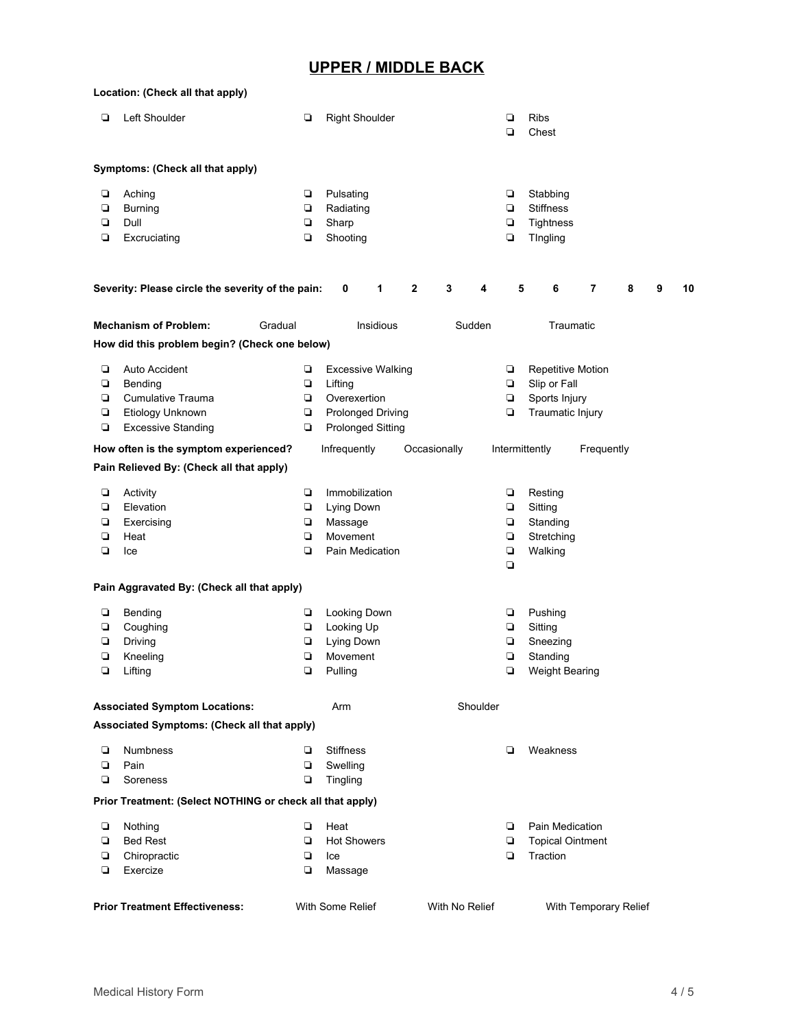# UPPER / MIDDLE BACK

**Location: (Check all that apply)**

- ❏ Left Shoulder
- ❏ Right Shoulder
- ❏ Ribs
- ❏ Chest

**Symptoms: (Check all that apply)**

- ❏ Aching
- ❏ Burning
- ❏ Dull
- ❏ Excruciating
- ❏ Pulsating
- ❏ Radiating
- ❏ Sharp
- ❏ Shooting
- ❏ Stabbing
- ❏ Stiffness
- ❏ Tightness
- ❏ TIngling

**Severity: Please circle the severity of the pain:** **0 1 2 3 4 5 6 7 8 9 10**

**Mechanism of Problem:** Gradual Insidious Sudden Traumatic

**How did this problem begin? (Check one below)**

- ❏ Auto Accident
- ❏ Bending
- ❏ Cumulative Trauma
- ❏ Etiology Unknown
- ❏ Excessive Standing
- ❏ Excessive Walking
- ❏ Lifting
- ❏ Overexertion
- ❏ Prolonged Driving
- ❏ Prolonged Sitting
- ❏ Repetitive Motion
- ❏ Slip or Fall
- ❏ Sports Injury
- ❏ Traumatic Injury

**How often is the symptom experienced?** Infrequently Occasionally Intermittently Frequently

**Pain Relieved By: (Check all that apply)**

- ❏ Activity
- ❏ Elevation
- ❏ Exercising
- ❏ Heat
- ❏ Ice
- ❏ Immobilization
- ❏ Lying Down
- ❏ Massage
- ❏ Movement
- ❏ Pain Medication
- ❏ Resting
- ❏ Sitting
- ❏ Standing
- ❏ Stretching
- ❏ Walking
- ❏

**Pain Aggravated By: (Check all that apply)**

- ❏ Bending
- ❏ Coughing
- ❏ Driving
- ❏ Kneeling
- ❏ Lifting
- ❏ Looking Down
- ❏ Looking Up
- ❏ Lying Down
- ❏ Movement
- ❏ Pulling
- ❏ Pushing
- ❏ Sitting
- ❏ Sneezing
- ❏ Standing
- ❏ Weight Bearing

**Associated Symptom Locations:** Arm Shoulder

**Associated Symptoms: (Check all that apply)**

- ❏ Numbness
- ❏ Pain
- ❏ Soreness
- ❏ Stiffness
- ❏ Swelling
- ❏ Tingling
- ❏ Weakness

**Prior Treatment: (Select NOTHING or check all that apply)**

- ❏ Nothing
- ❏ Bed Rest
- ❏ Chiropractic
- ❏ Exercize
- ❏ Heat
- ❏ Hot Showers
- ❏ Ice
- ❏ Massage
- ❏ Pain Medication
- ❏ Topical Ointment
- ❏ Traction

**Prior Treatment Effectiveness:** With Some Relief With No Relief With Temporary Relief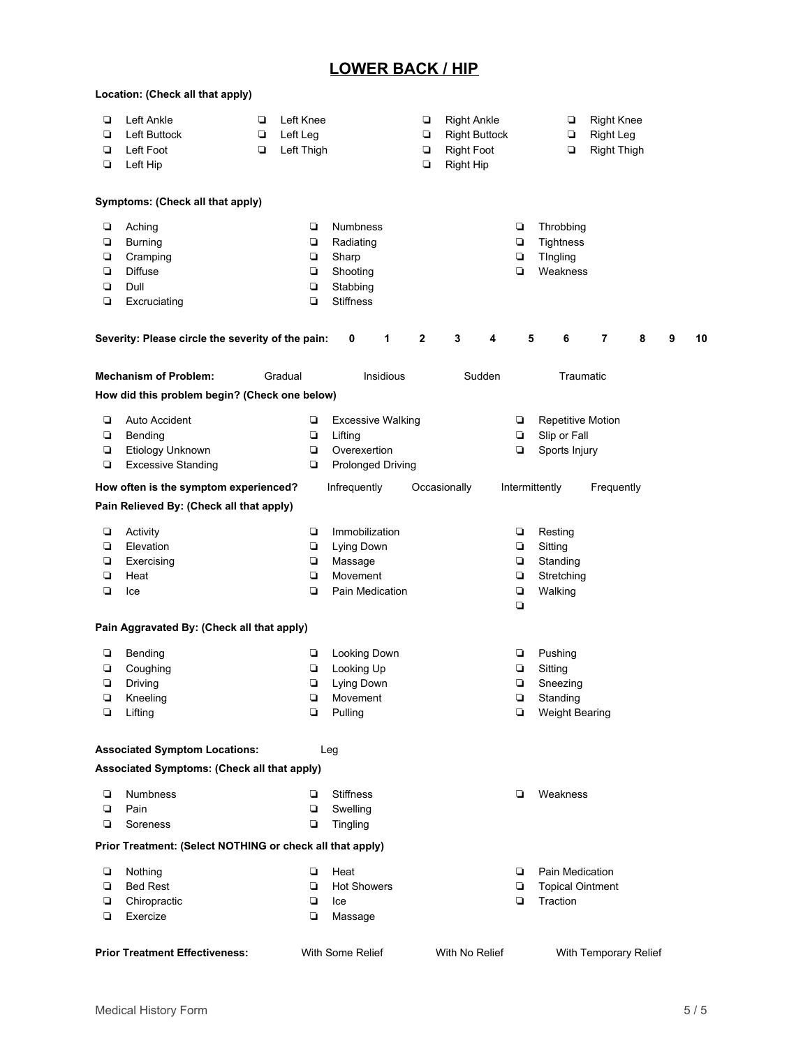# LOWER BACK / HIP

**Location: (Check all that apply)**

- ❏ Left Ankle
- ❏ Left Buttock
- ❏ Left Foot
- ❏ Left Hip
- ❏ Left Knee
- ❏ Left Leg
- ❏ Left Thigh
- ❏ Right Ankle
- ❏ Right Buttock
- ❏ Right Foot
- ❏ Right Hip
- ❏ Right Knee
- ❏ Right Leg
- ❏ Right Thigh

**Symptoms: (Check all that apply)**

- ❏ Aching
- ❏ Burning
- ❏ Cramping
- ❏ Diffuse
- ❏ Dull
- ❏ Excruciating
- ❏ Numbness
- ❏ Radiating
- ❏ Sharp
- ❏ Shooting
- ❏ Stabbing
- ❏ Stiffness
- ❏ Throbbing
- ❏ Tightness
- ❏ TIngling
- ❏ Weakness

**Severity: Please circle the severity of the pain:** 0 1 2 3 4 5 6 7 8 9 10

**Mechanism of Problem:** Gradual Insidious Sudden Traumatic

**How did this problem begin? (Check one below)**

- ❏ Auto Accident
- ❏ Bending
- ❏ Etiology Unknown
- ❏ Excessive Standing
- ❏ Excessive Walking
- ❏ Lifting
- ❏ Overexertion
- ❏ Prolonged Driving
- ❏ Repetitive Motion
- ❏ Slip or Fall
- ❏ Sports Injury

**How often is the symptom experienced?** Infrequently Occasionally Intermittently Frequently

**Pain Relieved By: (Check all that apply)**

- ❏ Activity
- ❏ Elevation
- ❏ Exercising
- ❏ Heat
- ❏ Ice
- ❏ Immobilization
- ❏ Lying Down
- ❏ Massage
- ❏ Movement
- ❏ Pain Medication
- ❏ Resting
- ❏ Sitting
- ❏ Standing
- ❏ Stretching
- ❏ Walking
- ❏

**Pain Aggravated By: (Check all that apply)**

- ❏ Bending
- ❏ Coughing
- ❏ Driving
- ❏ Kneeling
- ❏ Lifting
- ❏ Looking Down
- ❏ Looking Up
- ❏ Lying Down
- ❏ Movement
- ❏ Pulling
- ❏ Pushing
- ❏ Sitting
- ❏ Sneezing
- ❏ Standing
- ❏ Weight Bearing

**Associated Symptom Locations:** Leg

**Associated Symptoms: (Check all that apply)**

- ❏ Numbness
- ❏ Pain
- ❏ Soreness
- ❏ Stiffness
- ❏ Swelling
- ❏ Tingling
- ❏ Weakness

**Prior Treatment: (Select NOTHING or check all that apply)**

- ❏ Nothing
- ❏ Bed Rest
- ❏ Chiropractic
- ❏ Exercize
- ❏ Heat
- ❏ Hot Showers
- ❏ Ice
- ❏ Massage
- ❏ Pain Medication
- ❏ Topical Ointment
- ❏ Traction

**Prior Treatment Effectiveness:** With Some Relief With No Relief With Temporary Relief